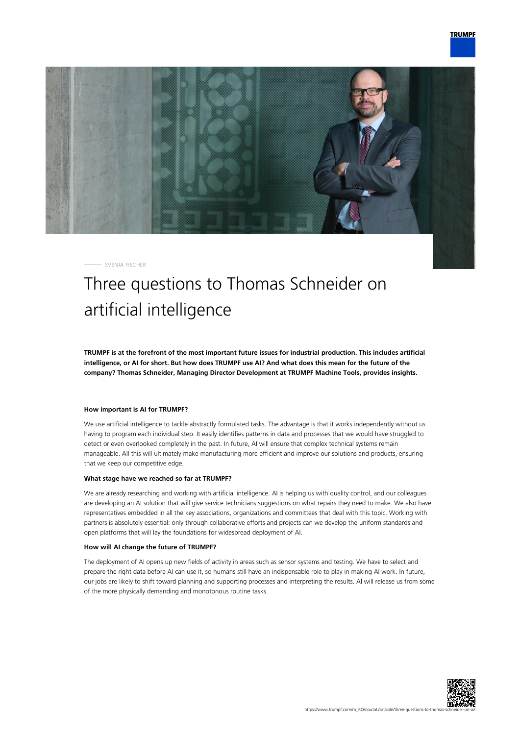SVENJA FISCHER

# Three questions to Thomas Schneider on artificial intelligence

**TRUMPF is at the forefront of the most important future issues for industrial production. This includes artificial intelligence, or AI for short. But how does TRUMPF use AI? And what does this mean for the future of the company? Thomas Schneider, Managing Director Development at TRUMPF Machine Tools, provides insights.**

#### How important is AI for TRUMPF?

We use artificial intelligence to tackle abstractly formulated tasks. The advantage is that it works independently without us having to program each individual step. It easily identifies patterns in data and processes that we would have struggled to detect or even overlooked completely in the past. In future, AI will ensure that complex technical systems remain manageable. All this will ultimately make manufacturing more efficient and improve our solutions and products, ensuring that we keep our competitive edge.

#### What stage have we reached so far at TRUMPF?

We are already researching and working with artificial intelligence. AI is helping us with quality control, and our colleagues are developing an AI solution that will give service technicians suggestions on what repairs they need to make. We also have representatives embedded in all the key associations, organizations and committees that deal with this topic. Working with partners is absolutely essential: only through collaborative efforts and projects can we develop the uniform standards and open platforms that will lay the foundations for widespread deployment of AI.

#### How will AI change the future of TRUMPF?

The deployment of AI opens up new fields of activity in areas such as sensor systems and testing. We have to select and prepare the right data before AI can use it, so humans still have an indispensable role to play in making AI work. In future, our jobs are likely to shift toward planning and supporting processes and interpreting the results. AI will release us from some of the more physically demanding and monotonous routine tasks.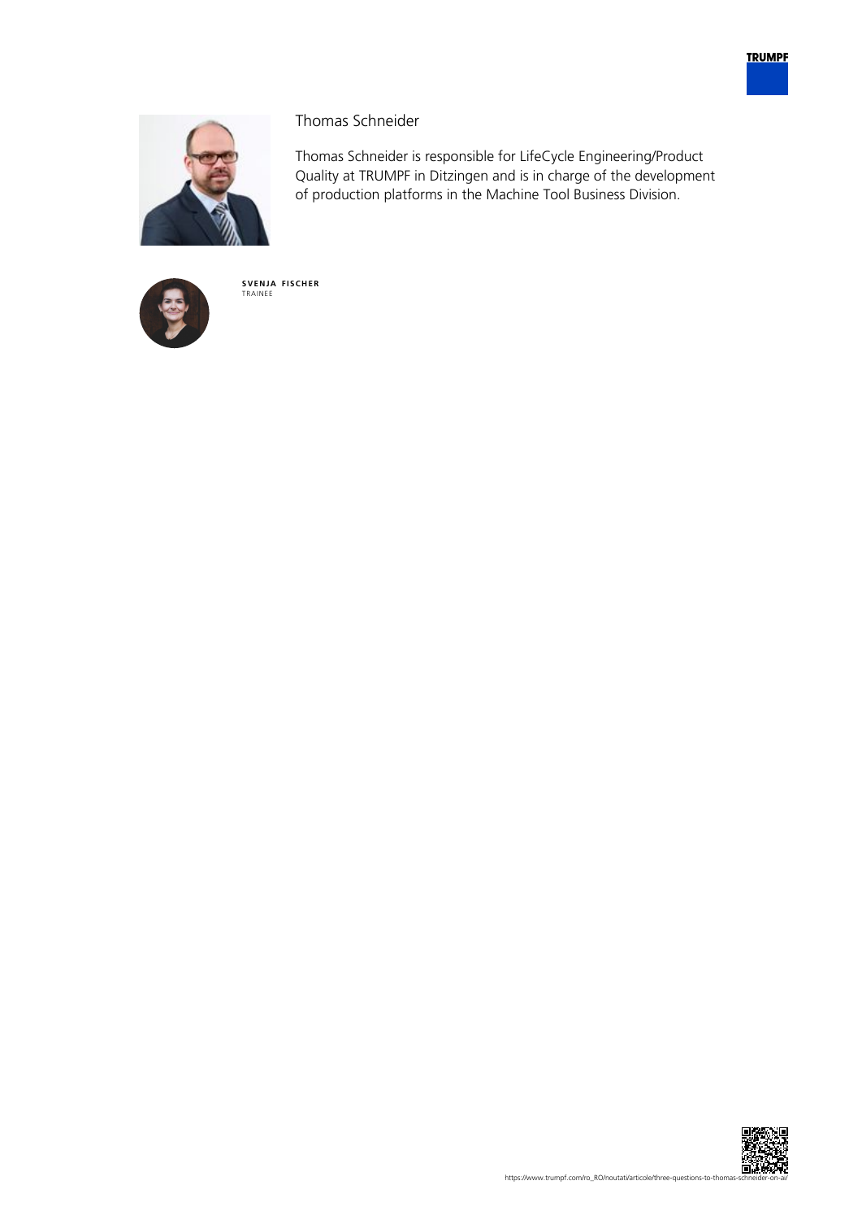Thomas Schneider

Thomas Schneider is responsible for LifeCycle Engineering/Product Quality at TRUMPF in Ditzingen and is in charge of the development of production platforms in the Machine Tool Business Division.

**SVENJA FISCHER**
TRAINEE